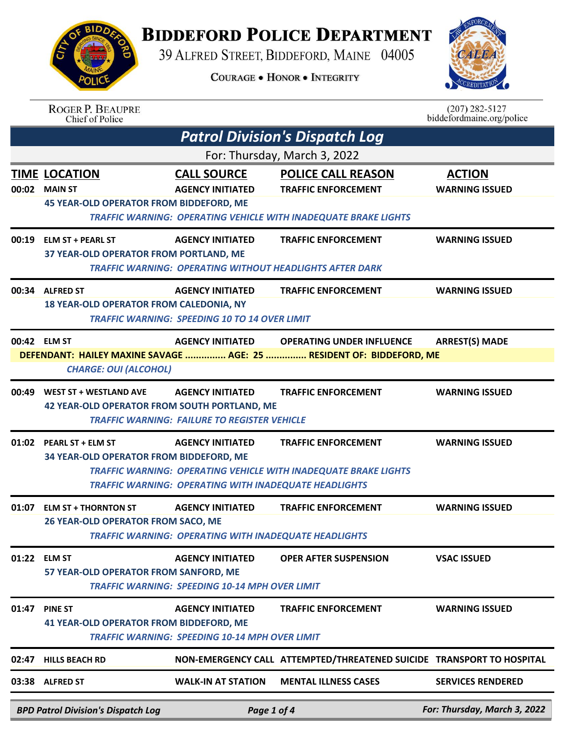# BIDDEFORD POLICE DEPARTMENT

39 ALFRED STREET, BIDDEFORD, MAINE 04005

COURAGE • HONOR • INTEGRITY

ROGER P. BEAUPRE
Chief of Police

(207) 282-5127
biddefordmaine.org/police

## *Patrol Division's Dispatch Log*

For: Thursday, March 3, 2022

| TIME | LOCATION | CALL SOURCE | POLICE CALL REASON | ACTION |
|---|---|---|---|---|
| 00:02 | MAIN ST | AGENCY INITIATED | TRAFFIC ENFORCEMENT | WARNING ISSUED |

45 YEAR-OLD OPERATOR FROM BIDDEFORD, ME

*TRAFFIC WARNING: OPERATING VEHICLE WITH INADEQUATE BRAKE LIGHTS*

| TIME | LOCATION | CALL SOURCE | POLICE CALL REASON | ACTION |
|---|---|---|---|---|
| 00:19 | ELM ST + PEARL ST | AGENCY INITIATED | TRAFFIC ENFORCEMENT | WARNING ISSUED |

37 YEAR-OLD OPERATOR FROM PORTLAND, ME

*TRAFFIC WARNING: OPERATING WITHOUT HEADLIGHTS AFTER DARK*

| TIME | LOCATION | CALL SOURCE | POLICE CALL REASON | ACTION |
|---|---|---|---|---|
| 00:34 | ALFRED ST | AGENCY INITIATED | TRAFFIC ENFORCEMENT | WARNING ISSUED |

18 YEAR-OLD OPERATOR FROM CALEDONIA, NY

*TRAFFIC WARNING: SPEEDING 10 TO 14 OVER LIMIT*

| TIME | LOCATION | CALL SOURCE | POLICE CALL REASON | ACTION |
|---|---|---|---|---|
| 00:42 | ELM ST | AGENCY INITIATED | OPERATING UNDER INFLUENCE | ARREST(S) MADE |

DEFENDANT: HAILEY MAXINE SAVAGE ............... AGE: 25 ............... RESIDENT OF: BIDDEFORD, ME

*CHARGE: OUI (ALCOHOL)*

| TIME | LOCATION | CALL SOURCE | POLICE CALL REASON | ACTION |
|---|---|---|---|---|
| 00:49 | WEST ST + WESTLAND AVE | AGENCY INITIATED | TRAFFIC ENFORCEMENT | WARNING ISSUED |

42 YEAR-OLD OPERATOR FROM SOUTH PORTLAND, ME

*TRAFFIC WARNING: FAILURE TO REGISTER VEHICLE*

| TIME | LOCATION | CALL SOURCE | POLICE CALL REASON | ACTION |
|---|---|---|---|---|
| 01:02 | PEARL ST + ELM ST | AGENCY INITIATED | TRAFFIC ENFORCEMENT | WARNING ISSUED |

34 YEAR-OLD OPERATOR FROM BIDDEFORD, ME

*TRAFFIC WARNING: OPERATING VEHICLE WITH INADEQUATE BRAKE LIGHTS*
*TRAFFIC WARNING: OPERATING WITH INADEQUATE HEADLIGHTS*

| TIME | LOCATION | CALL SOURCE | POLICE CALL REASON | ACTION |
|---|---|---|---|---|
| 01:07 | ELM ST + THORNTON ST | AGENCY INITIATED | TRAFFIC ENFORCEMENT | WARNING ISSUED |

26 YEAR-OLD OPERATOR FROM SACO, ME

*TRAFFIC WARNING: OPERATING WITH INADEQUATE HEADLIGHTS*

| TIME | LOCATION | CALL SOURCE | POLICE CALL REASON | ACTION |
|---|---|---|---|---|
| 01:22 | ELM ST | AGENCY INITIATED | OPER AFTER SUSPENSION | VSAC ISSUED |

57 YEAR-OLD OPERATOR FROM SANFORD, ME

*TRAFFIC WARNING: SPEEDING 10-14 MPH OVER LIMIT*

| TIME | LOCATION | CALL SOURCE | POLICE CALL REASON | ACTION |
|---|---|---|---|---|
| 01:47 | PINE ST | AGENCY INITIATED | TRAFFIC ENFORCEMENT | WARNING ISSUED |

41 YEAR-OLD OPERATOR FROM BIDDEFORD, ME

*TRAFFIC WARNING: SPEEDING 10-14 MPH OVER LIMIT*

| TIME | LOCATION | CALL SOURCE | POLICE CALL REASON | ACTION |
|---|---|---|---|---|
| 02:47 | HILLS BEACH RD | NON-EMERGENCY CALL | ATTEMPTED/THREATENED SUICIDE | TRANSPORT TO HOSPITAL |
| 03:38 | ALFRED ST | WALK-IN AT STATION | MENTAL ILLNESS CASES | SERVICES RENDERED |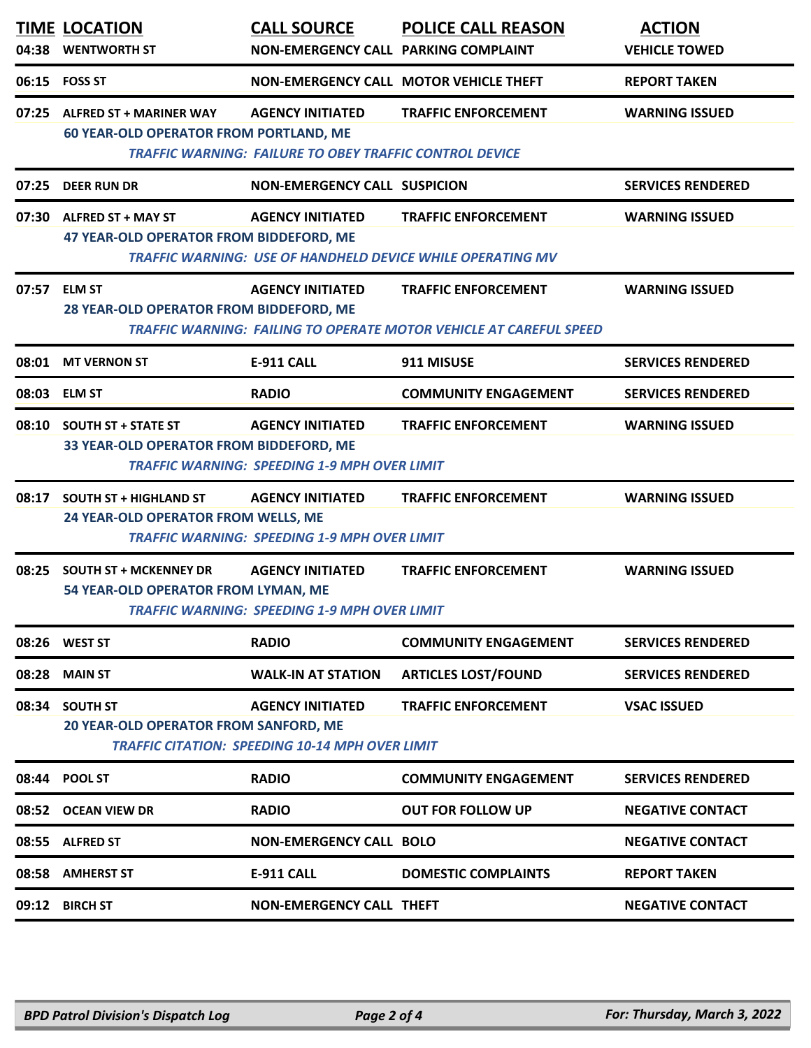| TIME | LOCATION | CALL SOURCE | POLICE CALL REASON | ACTION |
|---|---|---|---|---|
| 04:38 | WENTWORTH ST | NON-EMERGENCY CALL | PARKING COMPLAINT | VEHICLE TOWED |
| 06:15 | FOSS ST | NON-EMERGENCY CALL | MOTOR VEHICLE THEFT | REPORT TAKEN |
| 07:25 | ALFRED ST + MARINER WAY | AGENCY INITIATED | TRAFFIC ENFORCEMENT | WARNING ISSUED |
| | 60 YEAR-OLD OPERATOR FROM PORTLAND, ME | | | |
| | *TRAFFIC WARNING: FAILURE TO OBEY TRAFFIC CONTROL DEVICE* | | | |
| 07:25 | DEER RUN DR | NON-EMERGENCY CALL | SUSPICION | SERVICES RENDERED |
| 07:30 | ALFRED ST + MAY ST | AGENCY INITIATED | TRAFFIC ENFORCEMENT | WARNING ISSUED |
| | 47 YEAR-OLD OPERATOR FROM BIDDEFORD, ME | | | |
| | *TRAFFIC WARNING: USE OF HANDHELD DEVICE WHILE OPERATING MV* | | | |
| 07:57 | ELM ST | AGENCY INITIATED | TRAFFIC ENFORCEMENT | WARNING ISSUED |
| | 28 YEAR-OLD OPERATOR FROM BIDDEFORD, ME | | | |
| | *TRAFFIC WARNING: FAILING TO OPERATE MOTOR VEHICLE AT CAREFUL SPEED* | | | |
| 08:01 | MT VERNON ST | E-911 CALL | 911 MISUSE | SERVICES RENDERED |
| 08:03 | ELM ST | RADIO | COMMUNITY ENGAGEMENT | SERVICES RENDERED |
| 08:10 | SOUTH ST + STATE ST | AGENCY INITIATED | TRAFFIC ENFORCEMENT | WARNING ISSUED |
| | 33 YEAR-OLD OPERATOR FROM BIDDEFORD, ME | | | |
| | *TRAFFIC WARNING: SPEEDING 1-9 MPH OVER LIMIT* | | | |
| 08:17 | SOUTH ST + HIGHLAND ST | AGENCY INITIATED | TRAFFIC ENFORCEMENT | WARNING ISSUED |
| | 24 YEAR-OLD OPERATOR FROM WELLS, ME | | | |
| | *TRAFFIC WARNING: SPEEDING 1-9 MPH OVER LIMIT* | | | |
| 08:25 | SOUTH ST + MCKENNEY DR | AGENCY INITIATED | TRAFFIC ENFORCEMENT | WARNING ISSUED |
| | 54 YEAR-OLD OPERATOR FROM LYMAN, ME | | | |
| | *TRAFFIC WARNING: SPEEDING 1-9 MPH OVER LIMIT* | | | |
| 08:26 | WEST ST | RADIO | COMMUNITY ENGAGEMENT | SERVICES RENDERED |
| 08:28 | MAIN ST | WALK-IN AT STATION | ARTICLES LOST/FOUND | SERVICES RENDERED |
| 08:34 | SOUTH ST | AGENCY INITIATED | TRAFFIC ENFORCEMENT | VSAC ISSUED |
| | 20 YEAR-OLD OPERATOR FROM SANFORD, ME | | | |
| | *TRAFFIC CITATION: SPEEDING 10-14 MPH OVER LIMIT* | | | |
| 08:44 | POOL ST | RADIO | COMMUNITY ENGAGEMENT | SERVICES RENDERED |
| 08:52 | OCEAN VIEW DR | RADIO | OUT FOR FOLLOW UP | NEGATIVE CONTACT |
| 08:55 | ALFRED ST | NON-EMERGENCY CALL | BOLO | NEGATIVE CONTACT |
| 08:58 | AMHERST ST | E-911 CALL | DOMESTIC COMPLAINTS | REPORT TAKEN |
| 09:12 | BIRCH ST | NON-EMERGENCY CALL | THEFT | NEGATIVE CONTACT |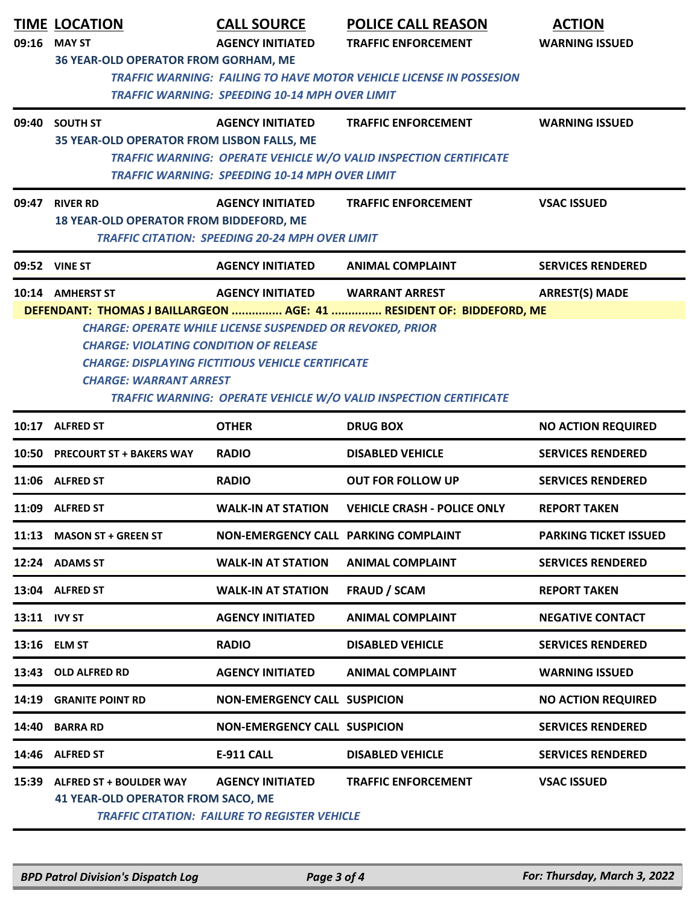| TIME | LOCATION | CALL SOURCE | POLICE CALL REASON | ACTION |
|---|---|---|---|---|
| 09:16 | MAY ST | AGENCY INITIATED | TRAFFIC ENFORCEMENT | WARNING ISSUED |
| | 36 YEAR-OLD OPERATOR FROM GORHAM, ME | | | |
| | *TRAFFIC WARNING: FAILING TO HAVE MOTOR VEHICLE LICENSE IN POSSESION* | | | |
| | *TRAFFIC WARNING: SPEEDING 10-14 MPH OVER LIMIT* | | | |
| 09:40 | SOUTH ST | AGENCY INITIATED | TRAFFIC ENFORCEMENT | WARNING ISSUED |
| | 35 YEAR-OLD OPERATOR FROM LISBON FALLS, ME | | | |
| | *TRAFFIC WARNING: OPERATE VEHICLE W/O VALID INSPECTION CERTIFICATE* | | | |
| | *TRAFFIC WARNING: SPEEDING 10-14 MPH OVER LIMIT* | | | |
| 09:47 | RIVER RD | AGENCY INITIATED | TRAFFIC ENFORCEMENT | VSAC ISSUED |
| | 18 YEAR-OLD OPERATOR FROM BIDDEFORD, ME | | | |
| | *TRAFFIC CITATION: SPEEDING 20-24 MPH OVER LIMIT* | | | |
| 09:52 | VINE ST | AGENCY INITIATED | ANIMAL COMPLAINT | SERVICES RENDERED |
| 10:14 | AMHERST ST | AGENCY INITIATED | WARRANT ARREST | ARREST(S) MADE |
| | DEFENDANT: THOMAS J BAILLARGEON ............... AGE: 41 ............... RESIDENT OF: BIDDEFORD, ME | | | |
| | *CHARGE: OPERATE WHILE LICENSE SUSPENDED OR REVOKED, PRIOR* | | | |
| | *CHARGE: VIOLATING CONDITION OF RELEASE* | | | |
| | *CHARGE: DISPLAYING FICTITIOUS VEHICLE CERTIFICATE* | | | |
| | *CHARGE: WARRANT ARREST* | | | |
| | *TRAFFIC WARNING: OPERATE VEHICLE W/O VALID INSPECTION CERTIFICATE* | | | |
| 10:17 | ALFRED ST | OTHER | DRUG BOX | NO ACTION REQUIRED |
| 10:50 | PRECOURT ST + BAKERS WAY | RADIO | DISABLED VEHICLE | SERVICES RENDERED |
| 11:06 | ALFRED ST | RADIO | OUT FOR FOLLOW UP | SERVICES RENDERED |
| 11:09 | ALFRED ST | WALK-IN AT STATION | VEHICLE CRASH - POLICE ONLY | REPORT TAKEN |
| 11:13 | MASON ST + GREEN ST | NON-EMERGENCY CALL | PARKING COMPLAINT | PARKING TICKET ISSUED |
| 12:24 | ADAMS ST | WALK-IN AT STATION | ANIMAL COMPLAINT | SERVICES RENDERED |
| 13:04 | ALFRED ST | WALK-IN AT STATION | FRAUD / SCAM | REPORT TAKEN |
| 13:11 | IVY ST | AGENCY INITIATED | ANIMAL COMPLAINT | NEGATIVE CONTACT |
| 13:16 | ELM ST | RADIO | DISABLED VEHICLE | SERVICES RENDERED |
| 13:43 | OLD ALFRED RD | AGENCY INITIATED | ANIMAL COMPLAINT | WARNING ISSUED |
| 14:19 | GRANITE POINT RD | NON-EMERGENCY CALL | SUSPICION | NO ACTION REQUIRED |
| 14:40 | BARRA RD | NON-EMERGENCY CALL | SUSPICION | SERVICES RENDERED |
| 14:46 | ALFRED ST | E-911 CALL | DISABLED VEHICLE | SERVICES RENDERED |
| 15:39 | ALFRED ST + BOULDER WAY | AGENCY INITIATED | TRAFFIC ENFORCEMENT | VSAC ISSUED |
| | 41 YEAR-OLD OPERATOR FROM SACO, ME | | | |
| | *TRAFFIC CITATION: FAILURE TO REGISTER VEHICLE* | | | |

*BPD Patrol Division's Dispatch Log* — *For: Thursday, March 3, 2022*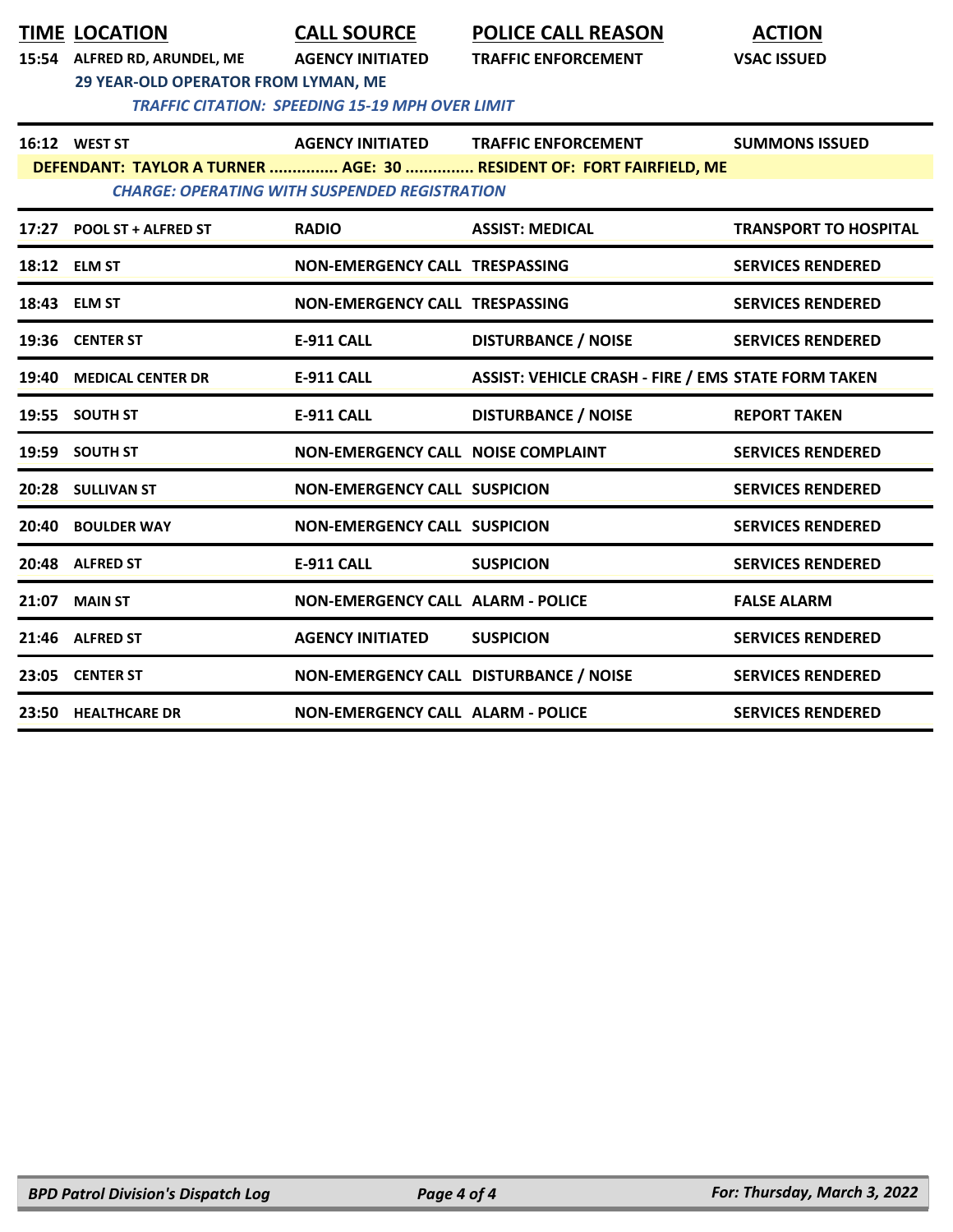| TIME | LOCATION | CALL SOURCE | POLICE CALL REASON | ACTION |
|---|---|---|---|---|
| 15:54 | ALFRED RD, ARUNDEL, ME | AGENCY INITIATED | TRAFFIC ENFORCEMENT | VSAC ISSUED |
| | 29 YEAR-OLD OPERATOR FROM LYMAN, ME | | | |
| | *TRAFFIC CITATION: SPEEDING 15-19 MPH OVER LIMIT* | | | |
| 16:12 | WEST ST | AGENCY INITIATED | TRAFFIC ENFORCEMENT | SUMMONS ISSUED |
| | DEFENDANT: TAYLOR A TURNER ............... AGE: 30 ............... RESIDENT OF: FORT FAIRFIELD, ME | | | |
| | *CHARGE: OPERATING WITH SUSPENDED REGISTRATION* | | | |
| 17:27 | POOL ST + ALFRED ST | RADIO | ASSIST: MEDICAL | TRANSPORT TO HOSPITAL |
| 18:12 | ELM ST | NON-EMERGENCY CALL | TRESPASSING | SERVICES RENDERED |
| 18:43 | ELM ST | NON-EMERGENCY CALL | TRESPASSING | SERVICES RENDERED |
| 19:36 | CENTER ST | E-911 CALL | DISTURBANCE / NOISE | SERVICES RENDERED |
| 19:40 | MEDICAL CENTER DR | E-911 CALL | ASSIST: VEHICLE CRASH - FIRE / EMS | STATE FORM TAKEN |
| 19:55 | SOUTH ST | E-911 CALL | DISTURBANCE / NOISE | REPORT TAKEN |
| 19:59 | SOUTH ST | NON-EMERGENCY CALL | NOISE COMPLAINT | SERVICES RENDERED |
| 20:28 | SULLIVAN ST | NON-EMERGENCY CALL | SUSPICION | SERVICES RENDERED |
| 20:40 | BOULDER WAY | NON-EMERGENCY CALL | SUSPICION | SERVICES RENDERED |
| 20:48 | ALFRED ST | E-911 CALL | SUSPICION | SERVICES RENDERED |
| 21:07 | MAIN ST | NON-EMERGENCY CALL | ALARM - POLICE | FALSE ALARM |
| 21:46 | ALFRED ST | AGENCY INITIATED | SUSPICION | SERVICES RENDERED |
| 23:05 | CENTER ST | NON-EMERGENCY CALL | DISTURBANCE / NOISE | SERVICES RENDERED |
| 23:50 | HEALTHCARE DR | NON-EMERGENCY CALL | ALARM - POLICE | SERVICES RENDERED |